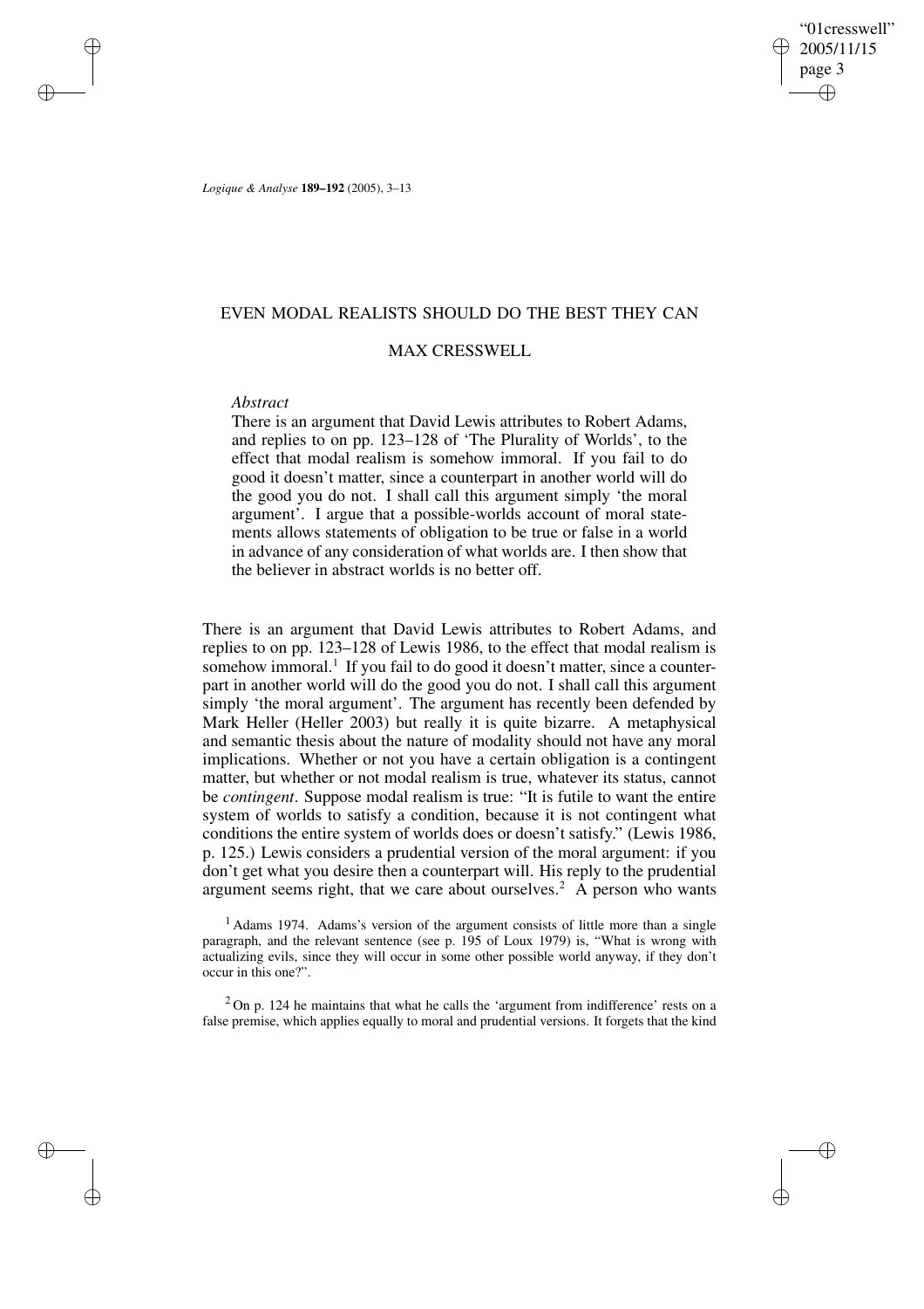# EVEN MODAL REALISTS SHOULD DO THE BEST THEY CAN

## MAX CRESSWELL

*Abstract*

There is an argument that David Lewis attributes to Robert Adams, and replies to on pp. 123–128 of 'The Plurality of Worlds', to the effect that modal realism is somehow immoral. If you fail to do good it doesn't matter, since a counterpart in another world will do the good you do not. I shall call this argument simply 'the moral argument'. I argue that a possible-worlds account of moral statements allows statements of obligation to be true or false in a world in advance of any consideration of what worlds are. I then show that the believer in abstract worlds is no better off.

There is an argument that David Lewis attributes to Robert Adams, and replies to on pp. 123–128 of Lewis 1986, to the effect that modal realism is somehow immoral.[1] If you fail to do good it doesn't matter, since a counterpart in another world will do the good you do not. I shall call this argument simply 'the moral argument'. The argument has recently been defended by Mark Heller (Heller 2003) but really it is quite bizarre. A metaphysical and semantic thesis about the nature of modality should not have any moral implications. Whether or not you have a certain obligation is a contingent matter, but whether or not modal realism is true, whatever its status, cannot be *contingent*. Suppose modal realism is true: "It is futile to want the entire system of worlds to satisfy a condition, because it is not contingent what conditions the entire system of worlds does or doesn't satisfy." (Lewis 1986, p. 125.) Lewis considers a prudential version of the moral argument: if you don't get what you desire then a counterpart will. His reply to the prudential argument seems right, that we care about ourselves.[2] A person who wants

[1] Adams 1974. Adams's version of the argument consists of little more than a single paragraph, and the relevant sentence (see p. 195 of Loux 1979) is, "What is wrong with actualizing evils, since they will occur in some other possible world anyway, if they don't occur in this one?".

[2] On p. 124 he maintains that what he calls the 'argument from indifference' rests on a false premise, which applies equally to moral and prudential versions. It forgets that the kind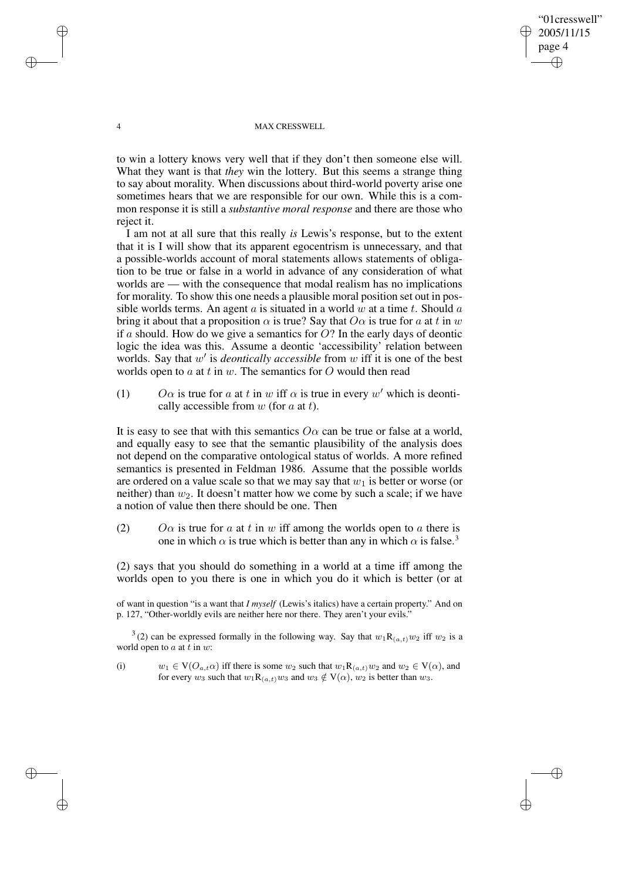to win a lottery knows very well that if they don't then someone else will. What they want is that *they* win the lottery. But this seems a strange thing to say about morality. When discussions about third-world poverty arise one sometimes hears that we are responsible for our own. While this is a common response it is still a *substantive moral response* and there are those who reject it.

I am not at all sure that this really *is* Lewis's response, but to the extent that it is I will show that its apparent egocentrism is unnecessary, and that a possible-worlds account of moral statements allows statements of obligation to be true or false in a world in advance of any consideration of what worlds are — with the consequence that modal realism has no implications for morality. To show this one needs a plausible moral position set out in possible worlds terms. An agent $a$ is situated in a world $w$ at a time $t$. Should $a$ bring it about that a proposition $\alpha$ is true? Say that $O\alpha$ is true for $a$ at $t$ in $w$ if $a$ should. How do we give a semantics for $O$? In the early days of deontic logic the idea was this. Assume a deontic 'accessibility' relation between worlds. Say that $w'$ is *deontically accessible* from $w$ iff it is one of the best worlds open to $a$ at $t$ in $w$. The semantics for $O$ would then read

(1) $O\alpha$ is true for $a$ at $t$ in $w$ iff $\alpha$ is true in every $w'$ which is deontically accessible from $w$ (for $a$ at $t$).

It is easy to see that with this semantics $O\alpha$ can be true or false at a world, and equally easy to see that the semantic plausibility of the analysis does not depend on the comparative ontological status of worlds. A more refined semantics is presented in Feldman 1986. Assume that the possible worlds are ordered on a value scale so that we may say that $w_1$ is better or worse (or neither) than $w_2$. It doesn't matter how we come by such a scale; if we have a notion of value then there should be one. Then

(2) $O\alpha$ is true for $a$ at $t$ in $w$ iff among the worlds open to $a$ there is one in which $\alpha$ is true which is better than any in which $\alpha$ is false.[3]

(2) says that you should do something in a world at a time iff among the worlds open to you there is one in which you do it which is better (or at

of want in question "is a want that *I myself* (Lewis's italics) have a certain property." And on p. 127, "Other-worldly evils are neither here nor there. They aren't your evils."

[3] (2) can be expressed formally in the following way. Say that $w_1 \mathrm{R}_{(a,t)} w_2$ iff $w_2$ is a world open to $a$ at $t$ in $w$:

(i) $w_1 \in \mathrm{V}(O_{a,t}\alpha)$ iff there is some $w_2$ such that $w_1 \mathrm{R}_{(a,t)} w_2$ and $w_2 \in \mathrm{V}(\alpha)$, and for every $w_3$ such that $w_1 \mathrm{R}_{(a,t)} w_3$ and $w_3 \notin \mathrm{V}(\alpha)$, $w_2$ is better than $w_3$.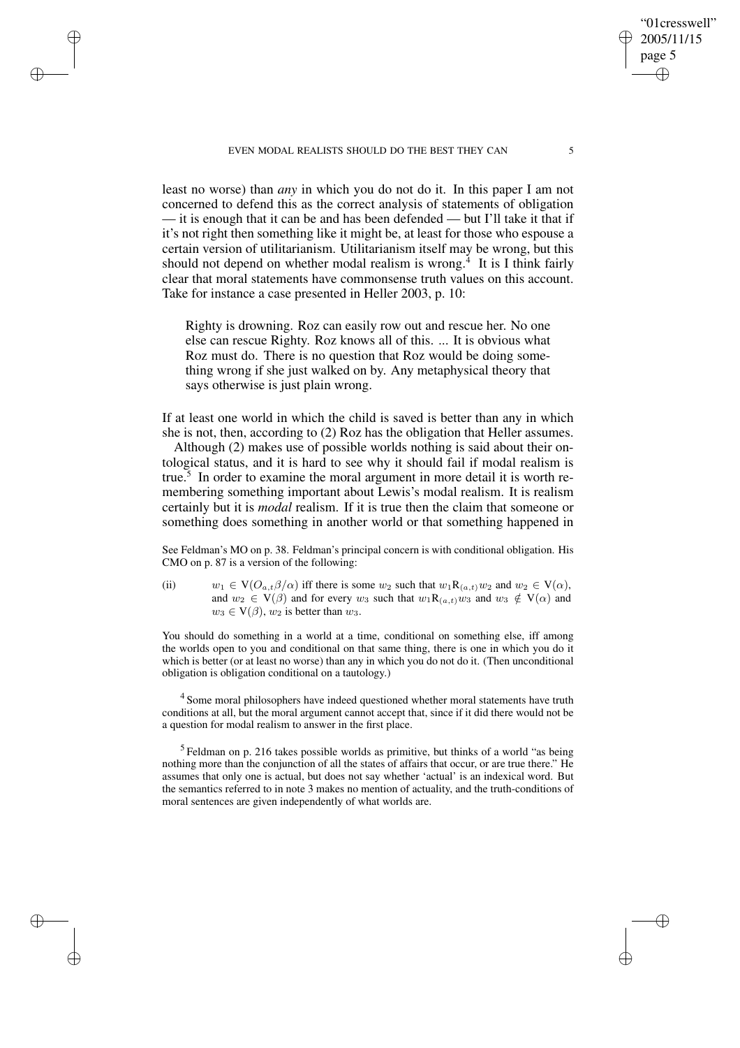least no worse) than *any* in which you do not do it. In this paper I am not concerned to defend this as the correct analysis of statements of obligation — it is enough that it can be and has been defended — but I'll take it that if it's not right then something like it might be, at least for those who espouse a certain version of utilitarianism. Utilitarianism itself may be wrong, but this should not depend on whether modal realism is wrong.[4] It is I think fairly clear that moral statements have commonsense truth values on this account. Take for instance a case presented in Heller 2003, p. 10:

> Righty is drowning. Roz can easily row out and rescue her. No one else can rescue Righty. Roz knows all of this. ... It is obvious what Roz must do. There is no question that Roz would be doing something wrong if she just walked on by. Any metaphysical theory that says otherwise is just plain wrong.

If at least one world in which the child is saved is better than any in which she is not, then, according to (2) Roz has the obligation that Heller assumes.

Although (2) makes use of possible worlds nothing is said about their ontological status, and it is hard to see why it should fail if modal realism is true.[5] In order to examine the moral argument in more detail it is worth remembering something important about Lewis's modal realism. It is realism certainly but it is *modal* realism. If it is true then the claim that someone or something does something in another world or that something happened in

---

See Feldman's MO on p. 38. Feldman's principal concern is with conditional obligation. His CMO on p. 87 is a version of the following:

(ii) $w_1 \in \mathrm{V}(O_{a,t}\beta/\alpha)$ iff there is some $w_2$ such that $w_1\mathrm{R}_{(a,t)}w_2$ and $w_2 \in \mathrm{V}(\alpha)$, and $w_2 \in \mathrm{V}(\beta)$ and for every $w_3$ such that $w_1\mathrm{R}_{(a,t)}w_3$ and $w_3 \notin \mathrm{V}(\alpha)$ and $w_3 \in \mathrm{V}(\beta)$, $w_2$ is better than $w_3$.

You should do something in a world at a time, conditional on something else, iff among the worlds open to you and conditional on that same thing, there is one in which you do it which is better (or at least no worse) than any in which you do not do it. (Then unconditional obligation is obligation conditional on a tautology.)

[4] Some moral philosophers have indeed questioned whether moral statements have truth conditions at all, but the moral argument cannot accept that, since if it did there would not be a question for modal realism to answer in the first place.

[5] Feldman on p. 216 takes possible worlds as primitive, but thinks of a world "as being nothing more than the conjunction of all the states of affairs that occur, or are true there." He assumes that only one is actual, but does not say whether 'actual' is an indexical word. But the semantics referred to in note 3 makes no mention of actuality, and the truth-conditions of moral sentences are given independently of what worlds are.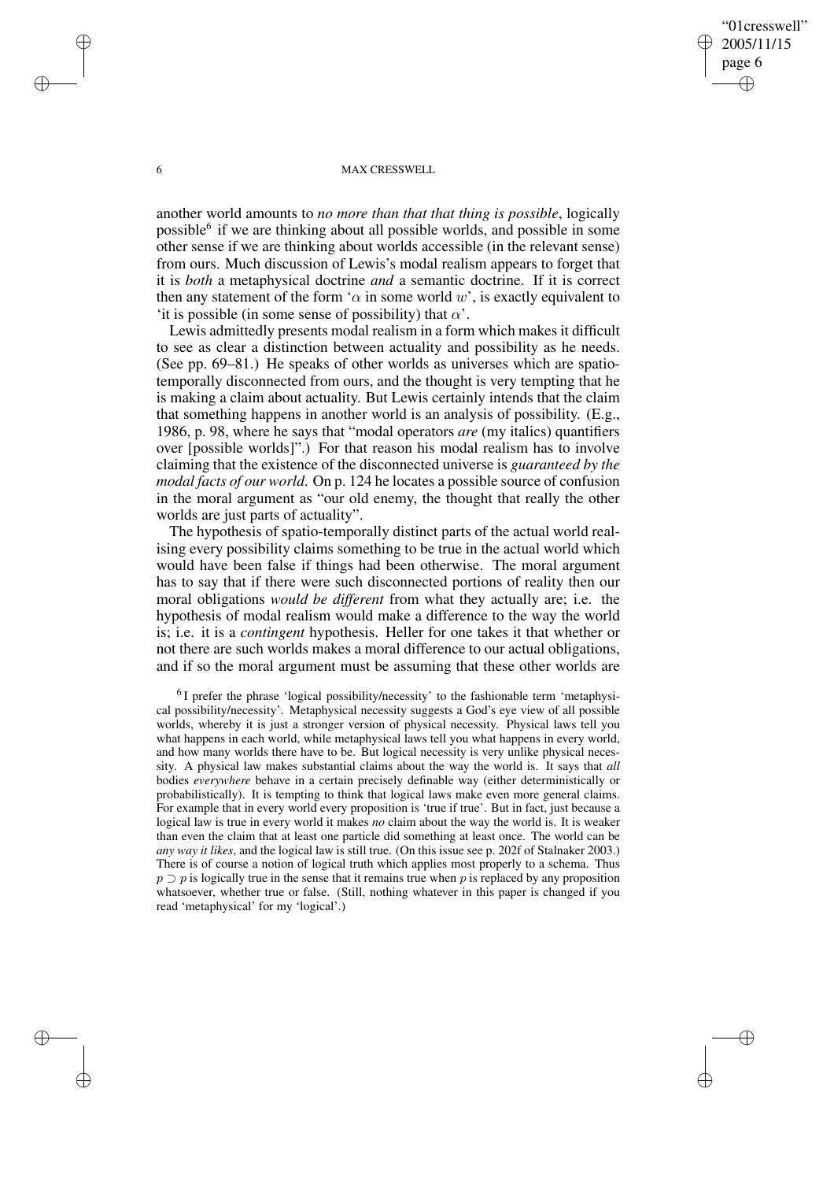another world amounts to *no more than that that thing is possible*, logically possible[6] if we are thinking about all possible worlds, and possible in some other sense if we are thinking about worlds accessible (in the relevant sense) from ours. Much discussion of Lewis's modal realism appears to forget that it is *both* a metaphysical doctrine *and* a semantic doctrine. If it is correct then any statement of the form '$\alpha$ in some world $w$', is exactly equivalent to 'it is possible (in some sense of possibility) that $\alpha$'.

Lewis admittedly presents modal realism in a form which makes it difficult to see as clear a distinction between actuality and possibility as he needs. (See pp. 69–81.) He speaks of other worlds as universes which are spatio-temporally disconnected from ours, and the thought is very tempting that he is making a claim about actuality. But Lewis certainly intends that the claim that something happens in another world is an analysis of possibility. (E.g., 1986, p. 98, where he says that "modal operators *are* (my italics) quantifiers over [possible worlds]".) For that reason his modal realism has to involve claiming that the existence of the disconnected universe is *guaranteed by the modal facts of our world.* On p. 124 he locates a possible source of confusion in the moral argument as "our old enemy, the thought that really the other worlds are just parts of actuality".

The hypothesis of spatio-temporally distinct parts of the actual world realising every possibility claims something to be true in the actual world which would have been false if things had been otherwise. The moral argument has to say that if there were such disconnected portions of reality then our moral obligations *would be different* from what they actually are; i.e. the hypothesis of modal realism would make a difference to the way the world is; i.e. it is a *contingent* hypothesis. Heller for one takes it that whether or not there are such worlds makes a moral difference to our actual obligations, and if so the moral argument must be assuming that these other worlds are

[6] I prefer the phrase 'logical possibility/necessity' to the fashionable term 'metaphysical possibility/necessity'. Metaphysical necessity suggests a God's eye view of all possible worlds, whereby it is just a stronger version of physical necessity. Physical laws tell you what happens in each world, while metaphysical laws tell you what happens in every world, and how many worlds there have to be. But logical necessity is very unlike physical necessity. A physical law makes substantial claims about the way the world is. It says that *all* bodies *everywhere* behave in a certain precisely definable way (either deterministically or probabilistically). It is tempting to think that logical laws make even more general claims. For example that in every world every proposition is 'true if true'. But in fact, just because a logical law is true in every world it makes *no* claim about the way the world is. It is weaker than even the claim that at least one particle did something at least once. The world can be *any way it likes*, and the logical law is still true. (On this issue see p. 202f of Stalnaker 2003.) There is of course a notion of logical truth which applies most properly to a schema. Thus $p \supset p$ is logically true in the sense that it remains true when $p$ is replaced by any proposition whatsoever, whether true or false. (Still, nothing whatever in this paper is changed if you read 'metaphysical' for my 'logical'.)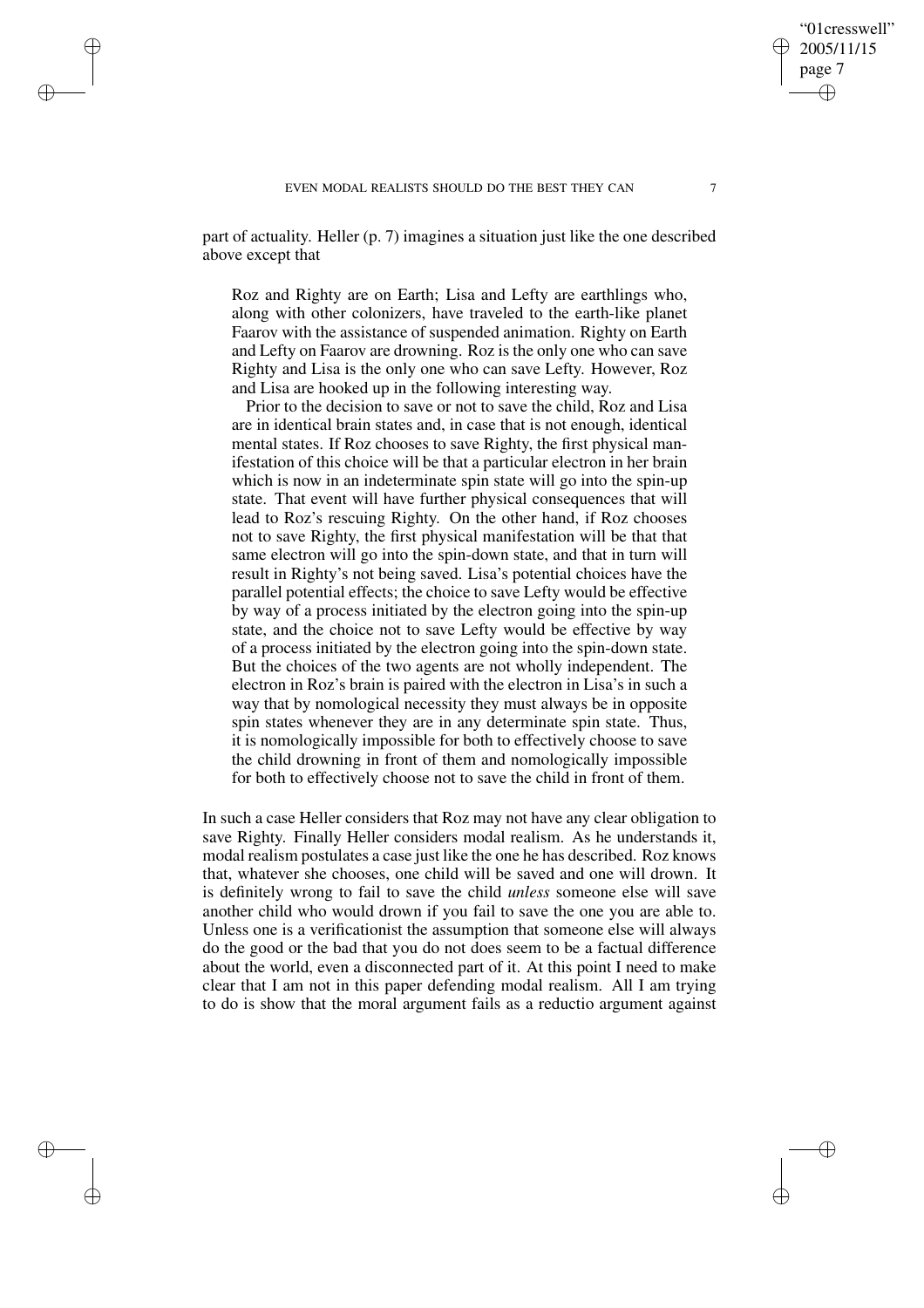part of actuality. Heller (p. 7) imagines a situation just like the one described above except that

> Roz and Righty are on Earth; Lisa and Lefty are earthlings who, along with other colonizers, have traveled to the earth-like planet Faarov with the assistance of suspended animation. Righty on Earth and Lefty on Faarov are drowning. Roz is the only one who can save Righty and Lisa is the only one who can save Lefty. However, Roz and Lisa are hooked up in the following interesting way.
>
> Prior to the decision to save or not to save the child, Roz and Lisa are in identical brain states and, in case that is not enough, identical mental states. If Roz chooses to save Righty, the first physical manifestation of this choice will be that a particular electron in her brain which is now in an indeterminate spin state will go into the spin-up state. That event will have further physical consequences that will lead to Roz's rescuing Righty. On the other hand, if Roz chooses not to save Righty, the first physical manifestation will be that that same electron will go into the spin-down state, and that in turn will result in Righty's not being saved. Lisa's potential choices have the parallel potential effects; the choice to save Lefty would be effective by way of a process initiated by the electron going into the spin-up state, and the choice not to save Lefty would be effective by way of a process initiated by the electron going into the spin-down state. But the choices of the two agents are not wholly independent. The electron in Roz's brain is paired with the electron in Lisa's in such a way that by nomological necessity they must always be in opposite spin states whenever they are in any determinate spin state. Thus, it is nomologically impossible for both to effectively choose to save the child drowning in front of them and nomologically impossible for both to effectively choose not to save the child in front of them.

In such a case Heller considers that Roz may not have any clear obligation to save Righty. Finally Heller considers modal realism. As he understands it, modal realism postulates a case just like the one he has described. Roz knows that, whatever she chooses, one child will be saved and one will drown. It is definitely wrong to fail to save the child *unless* someone else will save another child who would drown if you fail to save the one you are able to. Unless one is a verificationist the assumption that someone else will always do the good or the bad that you do not does seem to be a factual difference about the world, even a disconnected part of it. At this point I need to make clear that I am not in this paper defending modal realism. All I am trying to do is show that the moral argument fails as a reductio argument against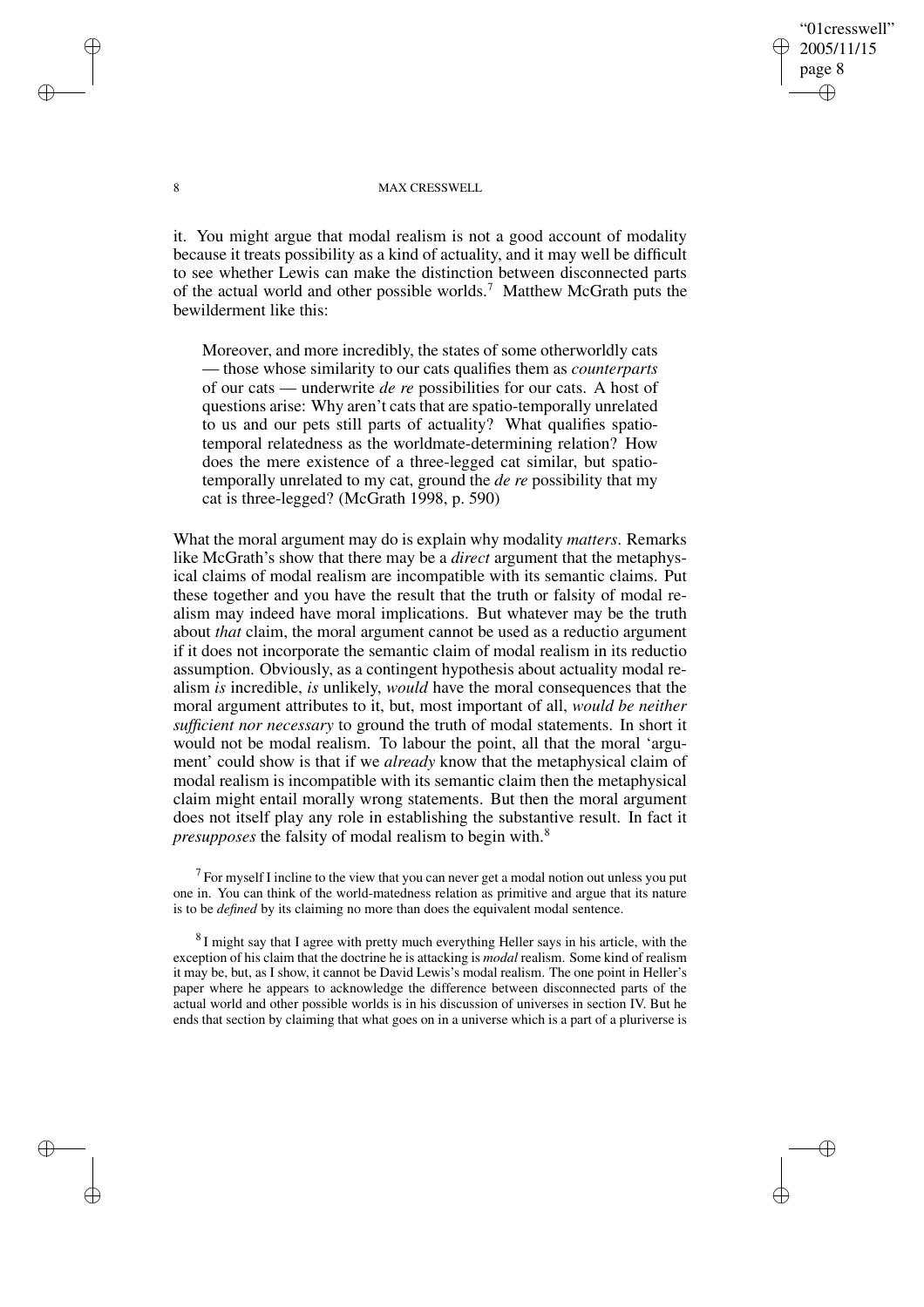it. You might argue that modal realism is not a good account of modality because it treats possibility as a kind of actuality, and it may well be difficult to see whether Lewis can make the distinction between disconnected parts of the actual world and other possible worlds.[7] Matthew McGrath puts the bewilderment like this:

> Moreover, and more incredibly, the states of some otherworldly cats — those whose similarity to our cats qualifies them as *counterparts* of our cats — underwrite *de re* possibilities for our cats. A host of questions arise: Why aren't cats that are spatio-temporally unrelated to us and our pets still parts of actuality? What qualifies spatio-temporal relatedness as the worldmate-determining relation? How does the mere existence of a three-legged cat similar, but spatio-temporally unrelated to my cat, ground the *de re* possibility that my cat is three-legged? (McGrath 1998, p. 590)

What the moral argument may do is explain why modality *matters*. Remarks like McGrath's show that there may be a *direct* argument that the metaphysical claims of modal realism are incompatible with its semantic claims. Put these together and you have the result that the truth or falsity of modal realism may indeed have moral implications. But whatever may be the truth about *that* claim, the moral argument cannot be used as a reductio argument if it does not incorporate the semantic claim of modal realism in its reductio assumption. Obviously, as a contingent hypothesis about actuality modal realism *is* incredible, *is* unlikely, *would* have the moral consequences that the moral argument attributes to it, but, most important of all, *would be neither sufficient nor necessary* to ground the truth of modal statements. In short it would not be modal realism. To labour the point, all that the moral 'argument' could show is that if we *already* know that the metaphysical claim of modal realism is incompatible with its semantic claim then the metaphysical claim might entail morally wrong statements. But then the moral argument does not itself play any role in establishing the substantive result. In fact it *presupposes* the falsity of modal realism to begin with.[8]

[7] For myself I incline to the view that you can never get a modal notion out unless you put one in. You can think of the world-matedness relation as primitive and argue that its nature is to be *defined* by its claiming no more than does the equivalent modal sentence.

[8] I might say that I agree with pretty much everything Heller says in his article, with the exception of his claim that the doctrine he is attacking is *modal* realism. Some kind of realism it may be, but, as I show, it cannot be David Lewis's modal realism. The one point in Heller's paper where he appears to acknowledge the difference between disconnected parts of the actual world and other possible worlds is in his discussion of universes in section IV. But he ends that section by claiming that what goes on in a universe which is a part of a pluriverse is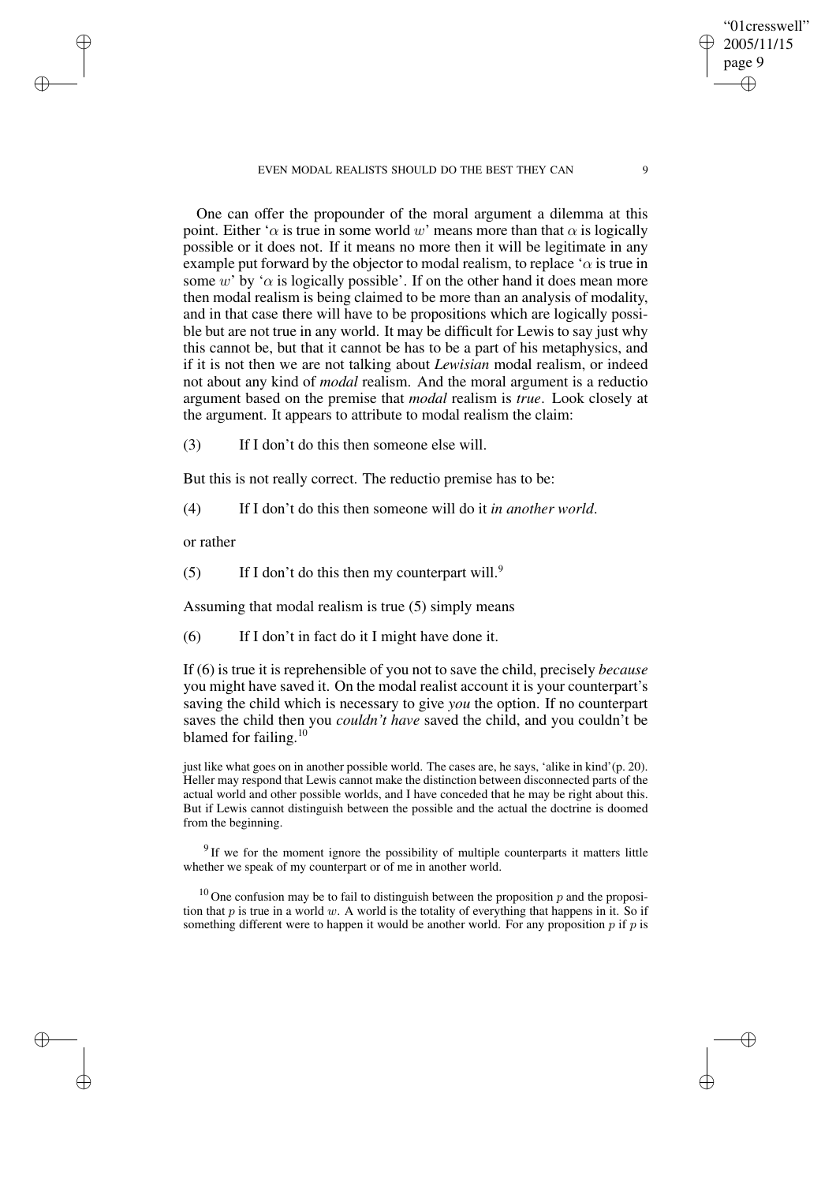One can offer the propounder of the moral argument a dilemma at this point. Either '$\alpha$ is true in some world $w$' means more than that $\alpha$ is logically possible or it does not. If it means no more then it will be legitimate in any example put forward by the objector to modal realism, to replace '$\alpha$ is true in some $w$' by '$\alpha$ is logically possible'. If on the other hand it does mean more then modal realism is being claimed to be more than an analysis of modality, and in that case there will have to be propositions which are logically possible but are not true in any world. It may be difficult for Lewis to say just why this cannot be, but that it cannot be has to be a part of his metaphysics, and if it is not then we are not talking about *Lewisian* modal realism, or indeed not about any kind of *modal* realism. And the moral argument is a reductio argument based on the premise that *modal* realism is *true*. Look closely at the argument. It appears to attribute to modal realism the claim:

(3) If I don't do this then someone else will.

But this is not really correct. The reductio premise has to be:

(4) If I don't do this then someone will do it *in another world*.

or rather

(5) If I don't do this then my counterpart will.[9]

Assuming that modal realism is true (5) simply means

(6) If I don't in fact do it I might have done it.

If (6) is true it is reprehensible of you not to save the child, precisely *because* you might have saved it. On the modal realist account it is your counterpart's saving the child which is necessary to give *you* the option. If no counterpart saves the child then you *couldn't have* saved the child, and you couldn't be blamed for failing.[10]

just like what goes on in another possible world. The cases are, he says, 'alike in kind'(p. 20). Heller may respond that Lewis cannot make the distinction between disconnected parts of the actual world and other possible worlds, and I have conceded that he may be right about this. But if Lewis cannot distinguish between the possible and the actual the doctrine is doomed from the beginning.

[9] If we for the moment ignore the possibility of multiple counterparts it matters little whether we speak of my counterpart or of me in another world.

[10] One confusion may be to fail to distinguish between the proposition $p$ and the proposition that $p$ is true in a world $w$. A world is the totality of everything that happens in it. So if something different were to happen it would be another world. For any proposition $p$ if $p$ is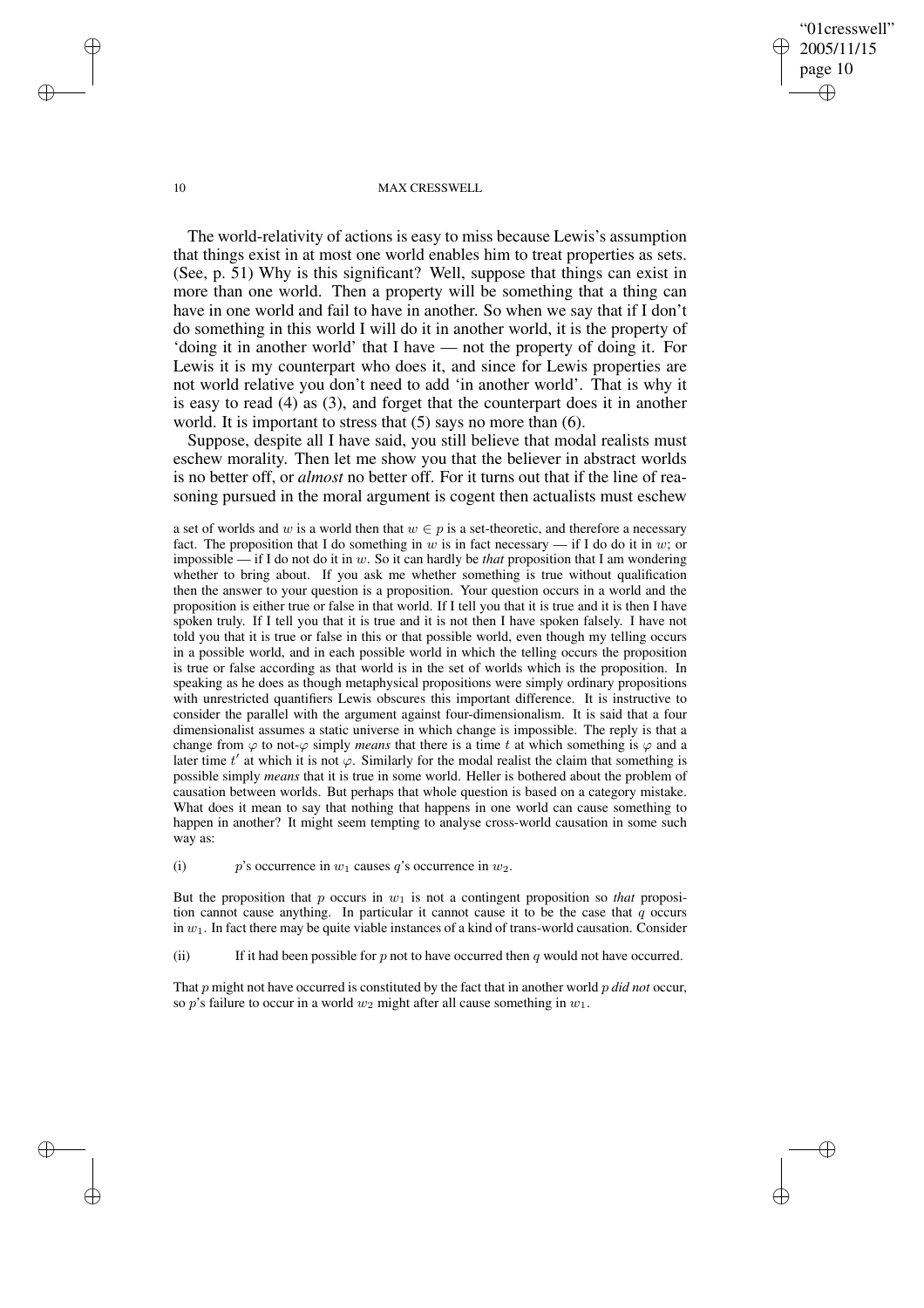The world-relativity of actions is easy to miss because Lewis's assumption that things exist in at most one world enables him to treat properties as sets. (See, p. 51) Why is this significant? Well, suppose that things can exist in more than one world. Then a property will be something that a thing can have in one world and fail to have in another. So when we say that if I don't do something in this world I will do it in another world, it is the property of 'doing it in another world' that I have — not the property of doing it. For Lewis it is my counterpart who does it, and since for Lewis properties are not world relative you don't need to add 'in another world'. That is why it is easy to read (4) as (3), and forget that the counterpart does it in another world. It is important to stress that (5) says no more than (6).

Suppose, despite all I have said, you still believe that modal realists must eschew morality. Then let me show you that the believer in abstract worlds is no better off, or *almost* no better off. For it turns out that if the line of reasoning pursued in the moral argument is cogent then actualists must eschew

a set of worlds and $w$ is a world then that $w \in p$ is a set-theoretic, and therefore a necessary fact. The proposition that I do something in $w$ is in fact necessary — if I do do it in $w$; or impossible — if I do not do it in $w$. So it can hardly be *that* proposition that I am wondering whether to bring about. If you ask me whether something is true without qualification then the answer to your question is a proposition. Your question occurs in a world and the proposition is either true or false in that world. If I tell you that it is true and it is then I have spoken truly. If I tell you that it is true and it is not then I have spoken falsely. I have not told you that it is true or false in this or that possible world, even though my telling occurs in a possible world, and in each possible world in which the telling occurs the proposition is true or false according as that world is in the set of worlds which is the proposition. In speaking as he does as though metaphysical propositions were simply ordinary propositions with unrestricted quantifiers Lewis obscures this important difference. It is instructive to consider the parallel with the argument against four-dimensionalism. It is said that a four dimensionalist assumes a static universe in which change is impossible. The reply is that a change from $\varphi$ to not-$\varphi$ simply *means* that there is a time $t$ at which something is $\varphi$ and a later time $t'$ at which it is not $\varphi$. Similarly for the modal realist the claim that something is possible simply *means* that it is true in some world. Heller is bothered about the problem of causation between worlds. But perhaps that whole question is based on a category mistake. What does it mean to say that nothing that happens in one world can cause something to happen in another? It might seem tempting to analyse cross-world causation in some such way as:

(i) $p$'s occurrence in $w_1$ causes $q$'s occurrence in $w_2$.

But the proposition that $p$ occurs in $w_1$ is not a contingent proposition so *that* proposition cannot cause anything. In particular it cannot cause it to be the case that $q$ occurs in $w_1$. In fact there may be quite viable instances of a kind of trans-world causation. Consider

(ii) If it had been possible for $p$ not to have occurred then $q$ would not have occurred.

That $p$ might not have occurred is constituted by the fact that in another world $p$ *did not* occur, so $p$'s failure to occur in a world $w_2$ might after all cause something in $w_1$.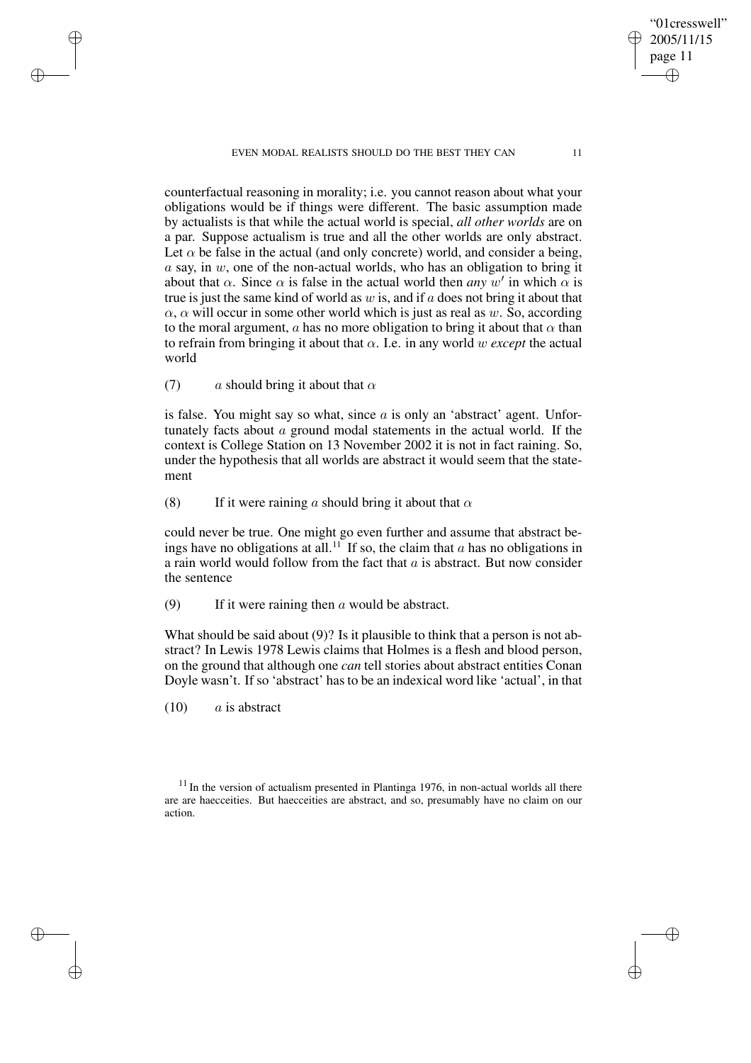counterfactual reasoning in morality; i.e. you cannot reason about what your obligations would be if things were different. The basic assumption made by actualists is that while the actual world is special, *all other worlds* are on a par. Suppose actualism is true and all the other worlds are only abstract. Let $\alpha$ be false in the actual (and only concrete) world, and consider a being, $a$ say, in $w$, one of the non-actual worlds, who has an obligation to bring it about that $\alpha$. Since $\alpha$ is false in the actual world then *any* $w'$ in which $\alpha$ is true is just the same kind of world as $w$ is, and if $a$ does not bring it about that $\alpha$, $\alpha$ will occur in some other world which is just as real as $w$. So, according to the moral argument, $a$ has no more obligation to bring it about that $\alpha$ than to refrain from bringing it about that $\alpha$. I.e. in any world $w$ *except* the actual world

(7) $a$ should bring it about that $\alpha$

is false. You might say so what, since $a$ is only an 'abstract' agent. Unfortunately facts about $a$ ground modal statements in the actual world. If the context is College Station on 13 November 2002 it is not in fact raining. So, under the hypothesis that all worlds are abstract it would seem that the statement

(8) If it were raining $a$ should bring it about that $\alpha$

could never be true. One might go even further and assume that abstract beings have no obligations at all.[11] If so, the claim that $a$ has no obligations in a rain world would follow from the fact that $a$ is abstract. But now consider the sentence

(9) If it were raining then $a$ would be abstract.

What should be said about (9)? Is it plausible to think that a person is not abstract? In Lewis 1978 Lewis claims that Holmes is a flesh and blood person, on the ground that although one *can* tell stories about abstract entities Conan Doyle wasn't. If so 'abstract' has to be an indexical word like 'actual', in that

(10) $a$ is abstract

[11] In the version of actualism presented in Plantinga 1976, in non-actual worlds all there are are haecceities. But haecceities are abstract, and so, presumably have no claim on our action.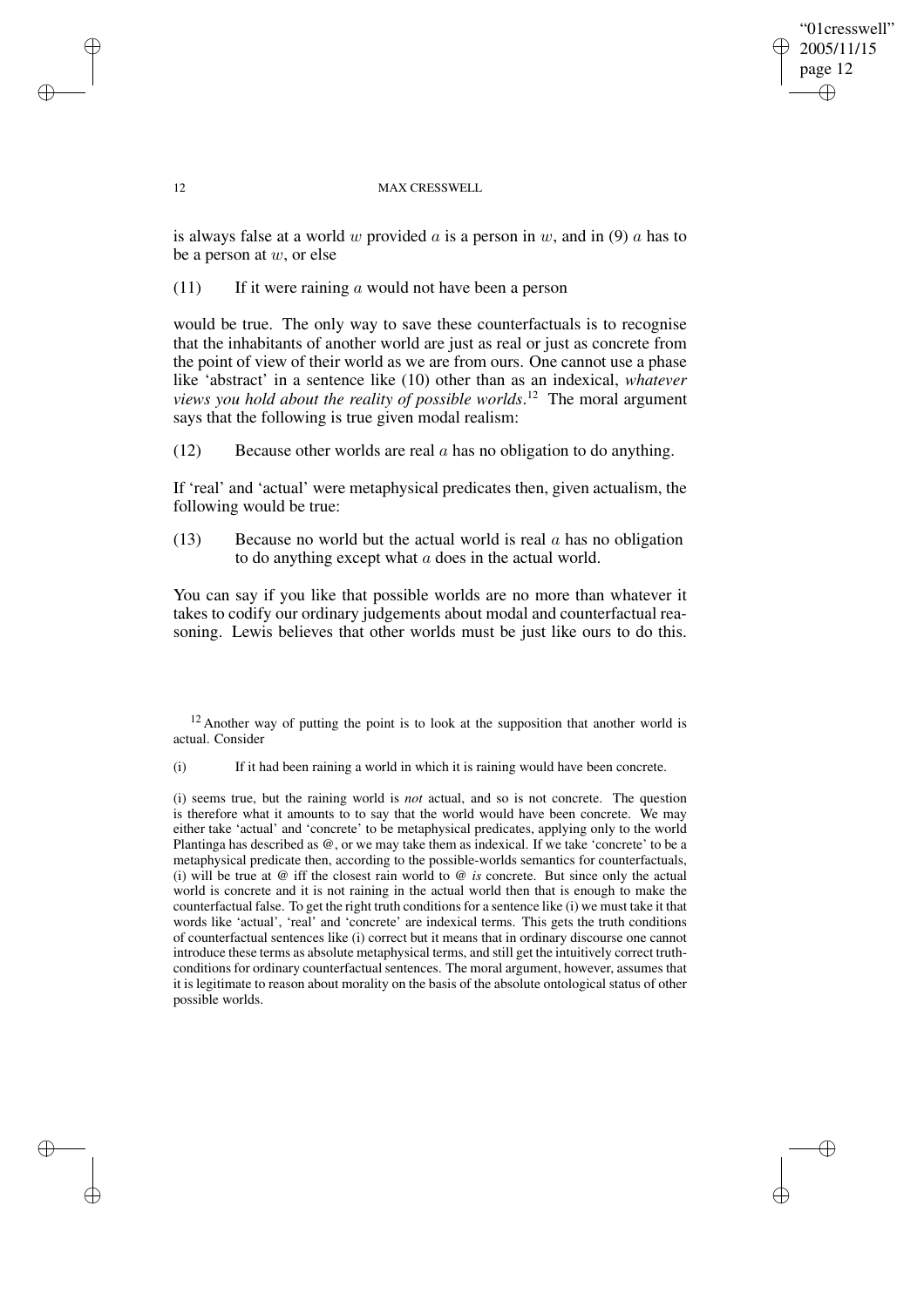is always false at a world $w$ provided $a$ is a person in $w$, and in (9) $a$ has to be a person at $w$, or else

(11) If it were raining $a$ would not have been a person

would be true. The only way to save these counterfactuals is to recognise that the inhabitants of another world are just as real or just as concrete from the point of view of their world as we are from ours. One cannot use a phase like 'abstract' in a sentence like (10) other than as an indexical, *whatever views you hold about the reality of possible worlds*.[12] The moral argument says that the following is true given modal realism:

(12) Because other worlds are real $a$ has no obligation to do anything.

If 'real' and 'actual' were metaphysical predicates then, given actualism, the following would be true:

(13) Because no world but the actual world is real $a$ has no obligation to do anything except what $a$ does in the actual world.

You can say if you like that possible worlds are no more than whatever it takes to codify our ordinary judgements about modal and counterfactual reasoning. Lewis believes that other worlds must be just like ours to do this.

---

[12] Another way of putting the point is to look at the supposition that another world is actual. Consider

(i) If it had been raining a world in which it is raining would have been concrete.

(i) seems true, but the raining world is *not* actual, and so is not concrete. The question is therefore what it amounts to to say that the world would have been concrete. We may either take 'actual' and 'concrete' to be metaphysical predicates, applying only to the world Plantinga has described as @, or we may take them as indexical. If we take 'concrete' to be a metaphysical predicate then, according to the possible-worlds semantics for counterfactuals, (i) will be true at @ iff the closest rain world to @ *is* concrete. But since only the actual world is concrete and it is not raining in the actual world then that is enough to make the counterfactual false. To get the right truth conditions for a sentence like (i) we must take it that words like 'actual', 'real' and 'concrete' are indexical terms. This gets the truth conditions of counterfactual sentences like (i) correct but it means that in ordinary discourse one cannot introduce these terms as absolute metaphysical terms, and still get the intuitively correct truth-conditions for ordinary counterfactual sentences. The moral argument, however, assumes that it is legitimate to reason about morality on the basis of the absolute ontological status of other possible worlds.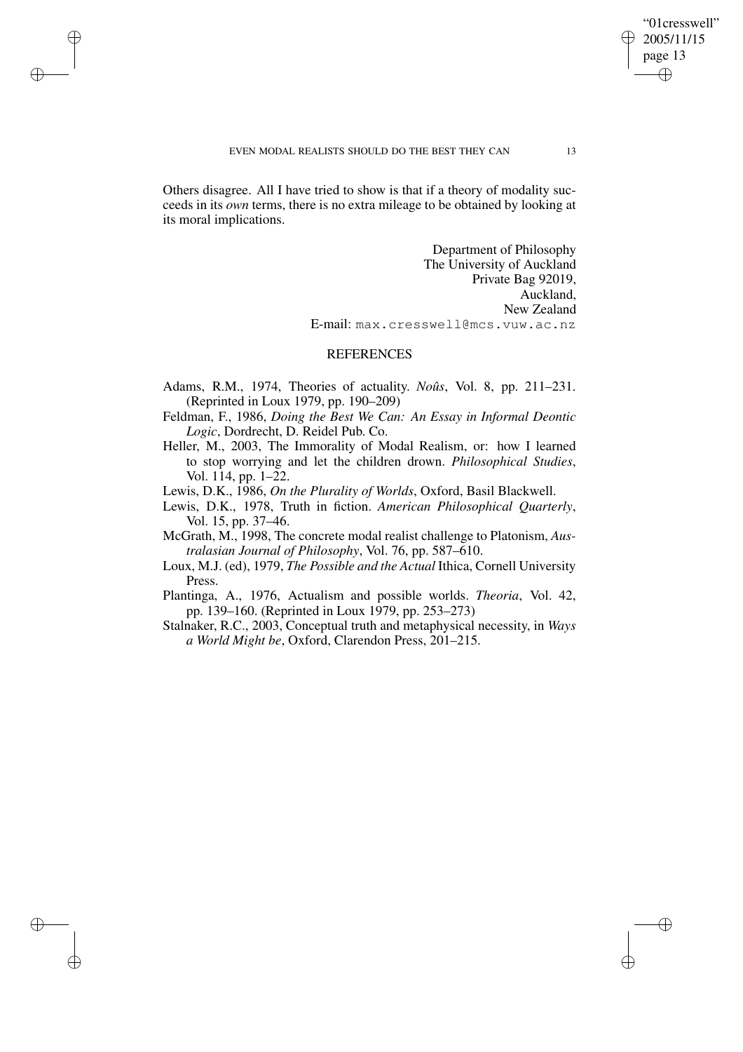Others disagree. All I have tried to show is that if a theory of modality succeeds in its *own* terms, there is no extra mileage to be obtained by looking at its moral implications.

Department of Philosophy
The University of Auckland
Private Bag 92019,
Auckland,
New Zealand
E-mail: max.cresswell@mcs.vuw.ac.nz

## REFERENCES

Adams, R.M., 1974, Theories of actuality. *Noûs*, Vol. 8, pp. 211–231. (Reprinted in Loux 1979, pp. 190–209)

Feldman, F., 1986, *Doing the Best We Can: An Essay in Informal Deontic Logic*, Dordrecht, D. Reidel Pub. Co.

Heller, M., 2003, The Immorality of Modal Realism, or: how I learned to stop worrying and let the children drown. *Philosophical Studies*, Vol. 114, pp. 1–22.

Lewis, D.K., 1986, *On the Plurality of Worlds*, Oxford, Basil Blackwell.

Lewis, D.K., 1978, Truth in fiction. *American Philosophical Quarterly*, Vol. 15, pp. 37–46.

McGrath, M., 1998, The concrete modal realist challenge to Platonism, *Australasian Journal of Philosophy*, Vol. 76, pp. 587–610.

Loux, M.J. (ed), 1979, *The Possible and the Actual* Ithica, Cornell University Press.

Plantinga, A., 1976, Actualism and possible worlds. *Theoria*, Vol. 42, pp. 139–160. (Reprinted in Loux 1979, pp. 253–273)

Stalnaker, R.C., 2003, Conceptual truth and metaphysical necessity, in *Ways a World Might be*, Oxford, Clarendon Press, 201–215.